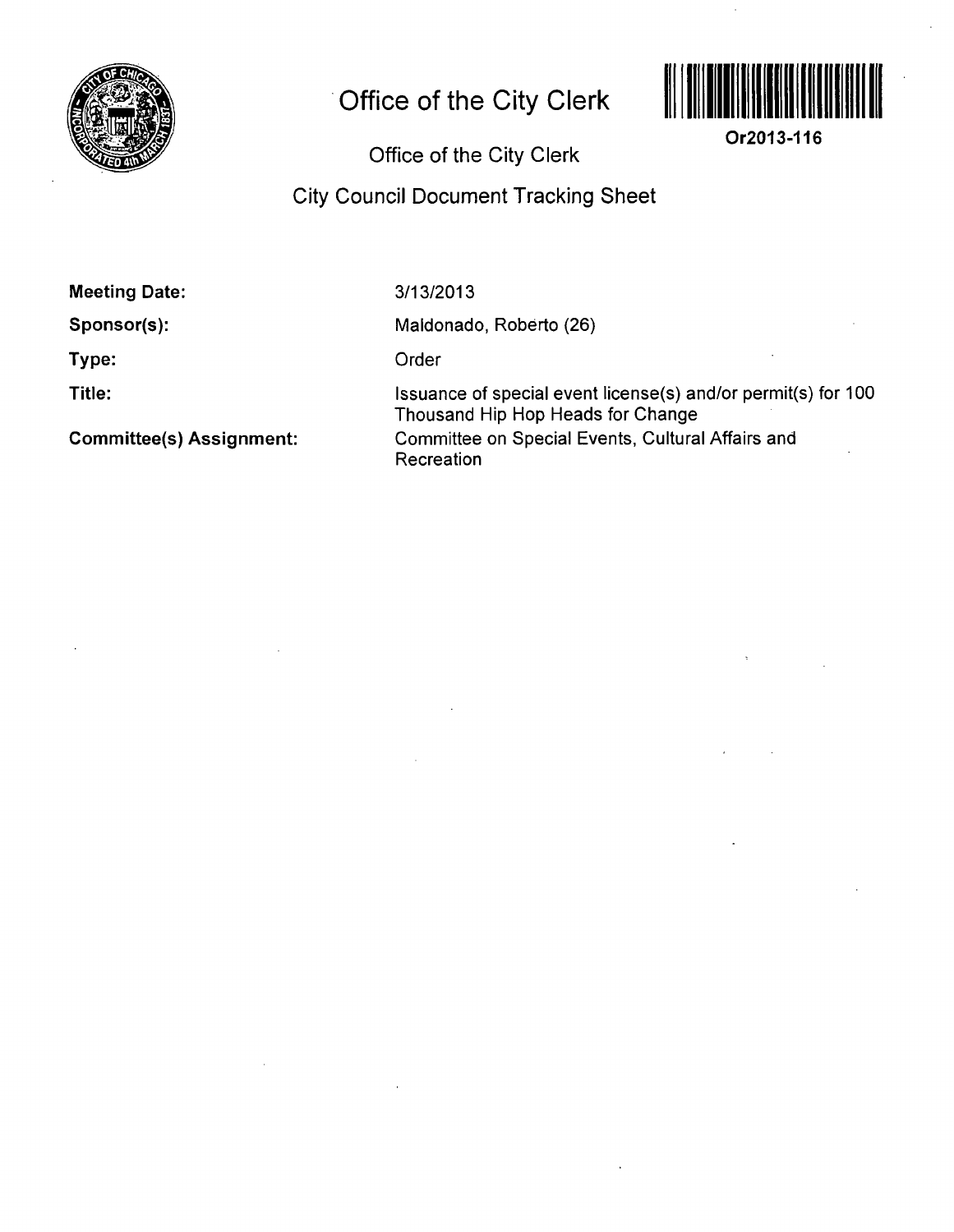# Office of the City Clerk

**Or2013-116**

## Office of the City Clerk

## City Council Document Tracking Sheet

| | |
|---|---|
| **Meeting Date:** | 3/13/2013 |
| **Sponsor(s):** | Maldonado, Roberto (26) |
| **Type:** | Order |
| **Title:** | Issuance of special event license(s) and/or permit(s) for 100 Thousand Hip Hop Heads for Change |
| **Committee(s) Assignment:** | Committee on Special Events, Cultural Affairs and Recreation |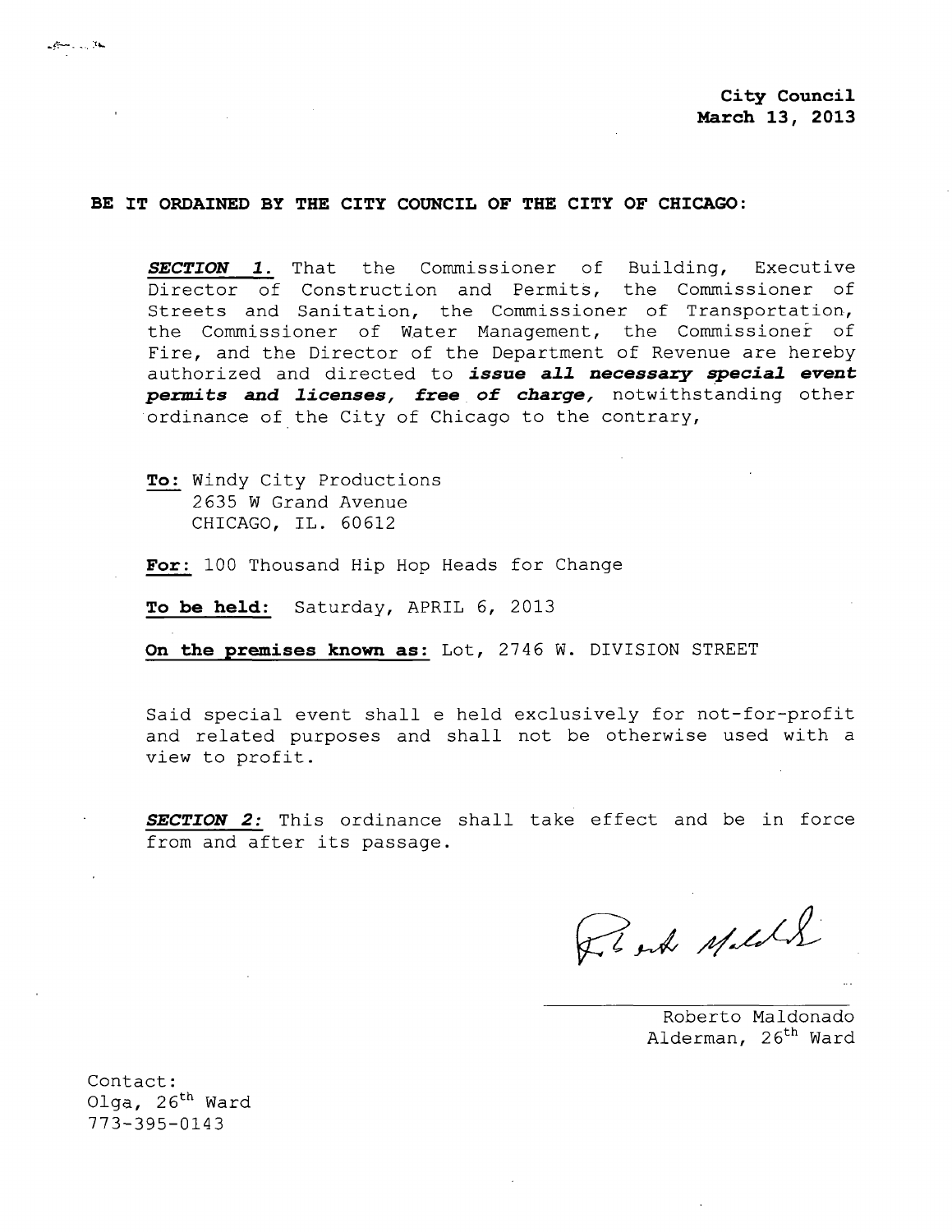**City Council**
**March 13, 2013**

**BE IT ORDAINED BY THE CITY COUNCIL OF THE CITY OF CHICAGO:**

***SECTION 1.*** That the Commissioner of Building, Executive Director of Construction and Permits, the Commissioner of Streets and Sanitation, the Commissioner of Transportation, the Commissioner of Water Management, the Commissioner of Fire, and the Director of the Department of Revenue are hereby authorized and directed to ***issue all necessary special event permits and licenses, free of charge,*** notwithstanding other ordinance of the City of Chicago to the contrary,

**To:** Windy City Productions
2635 W Grand Avenue
CHICAGO, IL. 60612

**For:** 100 Thousand Hip Hop Heads for Change

**To be held:** Saturday, APRIL 6, 2013

**On the premises known as:** Lot, 2746 W. DIVISION STREET

Said special event shall e held exclusively for not-for-profit and related purposes and shall not be otherwise used with a view to profit.

***SECTION 2:*** This ordinance shall take effect and be in force from and after its passage.

Roberto Maldonado
Alderman, 26th Ward

Contact:
Olga, 26th Ward
773-395-0143